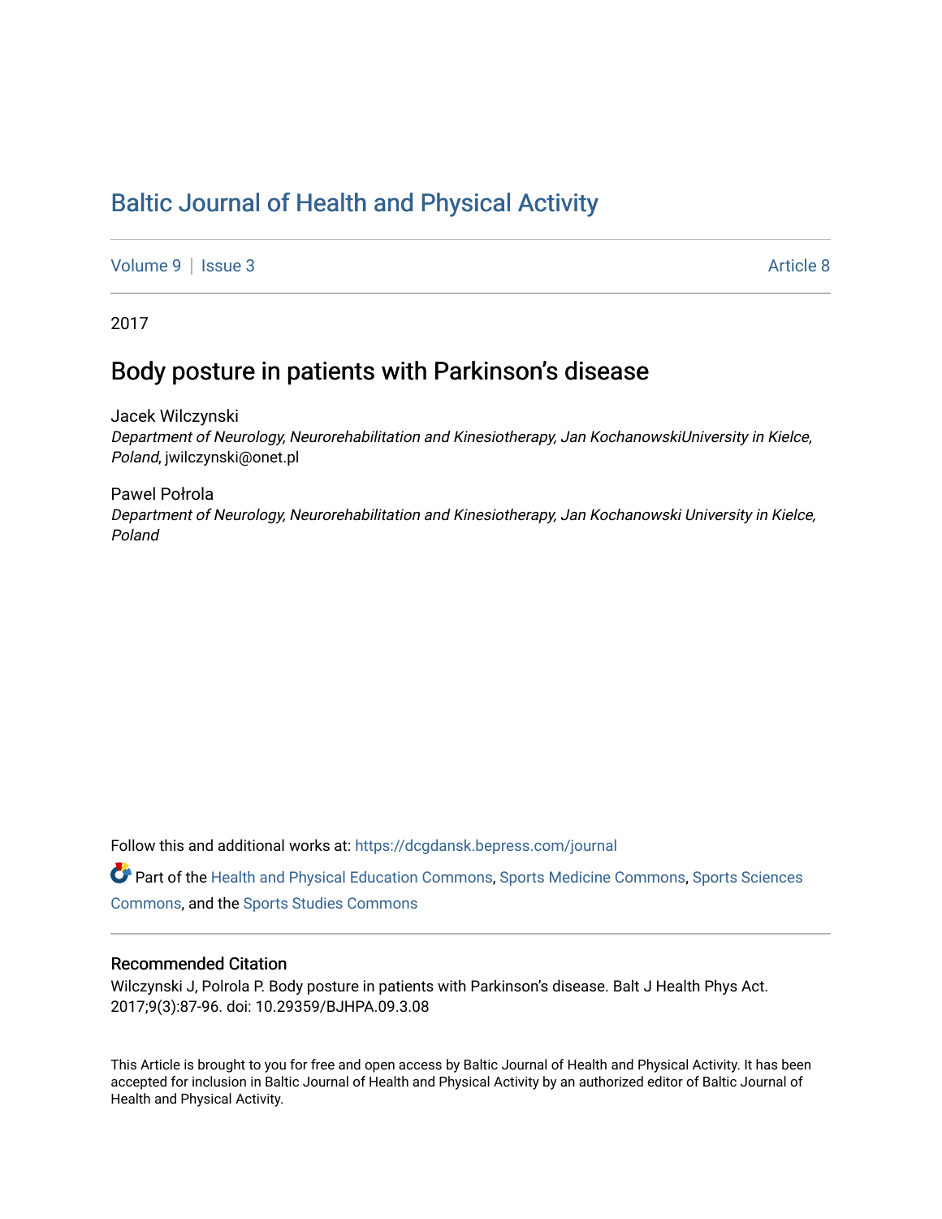# Baltic Journal of Health and Physical Activity

Volume 9 | Issue 3 Article 8

2017

## Body posture in patients with Parkinson's disease

Jacek Wilczynski
*Department of Neurology, Neurorehabilitation and Kinesiotherapy, Jan KochanowskiUniversity in Kielce, Poland*, jwilczynski@onet.pl

Pawel Połrola
*Department of Neurology, Neurorehabilitation and Kinesiotherapy, Jan Kochanowski University in Kielce, Poland*

Follow this and additional works at: https://dcgdansk.bepress.com/journal

Part of the Health and Physical Education Commons, Sports Medicine Commons, Sports Sciences Commons, and the Sports Studies Commons

### Recommended Citation

Wilczynski J, Polrola P. Body posture in patients with Parkinson's disease. Balt J Health Phys Act. 2017;9(3):87-96. doi: 10.29359/BJHPA.09.3.08

This Article is brought to you for free and open access by Baltic Journal of Health and Physical Activity. It has been accepted for inclusion in Baltic Journal of Health and Physical Activity by an authorized editor of Baltic Journal of Health and Physical Activity.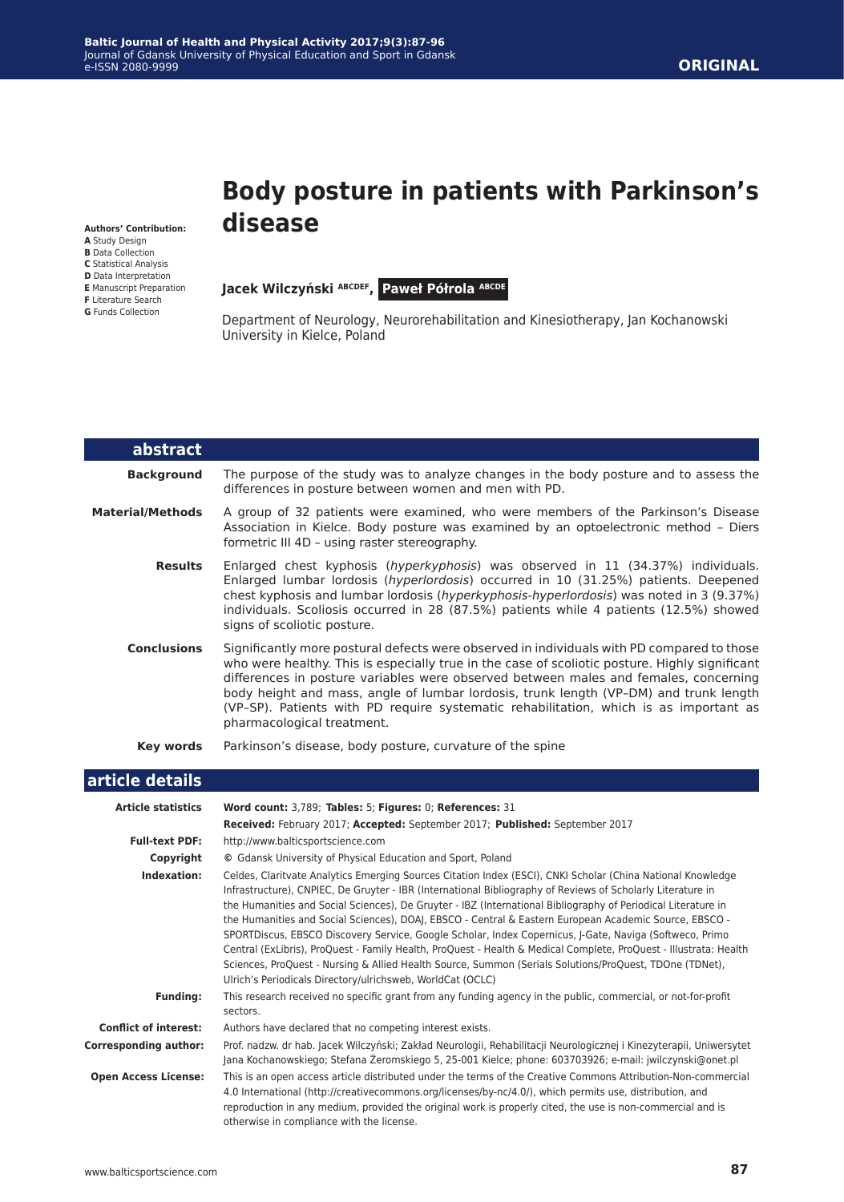# Body posture in patients with Parkinson's disease

**Authors' Contribution:**
**A** Study Design
**B** Data Collection
**C** Statistical Analysis
**D** Data Interpretation
**E** Manuscript Preparation
**F** Literature Search
**G** Funds Collection

**Jacek Wilczyński** [ABCDEF], **Paweł Półrola** [ABCDE]

Department of Neurology, Neurorehabilitation and Kinesiotherapy, Jan Kochanowski University in Kielce, Poland

## abstract

**Background**
The purpose of the study was to analyze changes in the body posture and to assess the differences in posture between women and men with PD.

**Material/Methods**
A group of 32 patients were examined, who were members of the Parkinson's Disease Association in Kielce. Body posture was examined by an optoelectronic method – Diers formetric III 4D – using raster stereography.

**Results**
Enlarged chest kyphosis (*hyperkyphosis*) was observed in 11 (34.37%) individuals. Enlarged lumbar lordosis (*hyperlordosis*) occurred in 10 (31.25%) patients. Deepened chest kyphosis and lumbar lordosis (*hyperkyphosis-hyperlordosis*) was noted in 3 (9.37%) individuals. Scoliosis occurred in 28 (87.5%) patients while 4 patients (12.5%) showed signs of scoliotic posture.

**Conclusions**
Significantly more postural defects were observed in individuals with PD compared to those who were healthy. This is especially true in the case of scoliotic posture. Highly significant differences in posture variables were observed between males and females, concerning body height and mass, angle of lumbar lordosis, trunk length (VP–DM) and trunk length (VP–SP). Patients with PD require systematic rehabilitation, which is as important as pharmacological treatment.

**Key words**
Parkinson's disease, body posture, curvature of the spine

## article details

**Article statistics**
**Word count:** 3,789; **Tables:** 5; **Figures:** 0; **References:** 31
**Received:** February 2017; **Accepted:** September 2017; **Published:** September 2017

**Full-text PDF:**
http://www.balticsportscience.com

**Copyright**
© Gdansk University of Physical Education and Sport, Poland

**Indexation:**
Celdes, Claritvate Analytics Emerging Sources Citation Index (ESCI), CNKI Scholar (China National Knowledge Infrastructure), CNPIEC, De Gruyter - IBR (International Bibliography of Reviews of Scholarly Literature in the Humanities and Social Sciences), De Gruyter - IBZ (International Bibliography of Periodical Literature in the Humanities and Social Sciences), DOAJ, EBSCO - Central & Eastern European Academic Source, EBSCO - SPORTDiscus, EBSCO Discovery Service, Google Scholar, Index Copernicus, J-Gate, Naviga (Softweco, Primo Central (ExLibris), ProQuest - Family Health, ProQuest - Health & Medical Complete, ProQuest - Illustrata: Health Sciences, ProQuest - Nursing & Allied Health Source, Summon (Serials Solutions/ProQuest, TDOne (TDNet), Ulrich's Periodicals Directory/ulrichsweb, WorldCat (OCLC)

**Funding:**
This research received no specific grant from any funding agency in the public, commercial, or not-for-profit sectors.

**Conflict of interest:**
Authors have declared that no competing interest exists.

**Corresponding author:**
Prof. nadzw. dr hab. Jacek Wilczyński; Zakład Neurologii, Rehabilitacji Neurologicznej i Kinezyterapii, Uniwersytet Jana Kochanowskiego; Stefana Żeromskiego 5, 25-001 Kielce; phone: 603703926; e-mail: jwilczynski@onet.pl

**Open Access License:**
This is an open access article distributed under the terms of the Creative Commons Attribution-Non-commercial 4.0 International (http://creativecommons.org/licenses/by-nc/4.0/), which permits use, distribution, and reproduction in any medium, provided the original work is properly cited, the use is non-commercial and is otherwise in compliance with the license.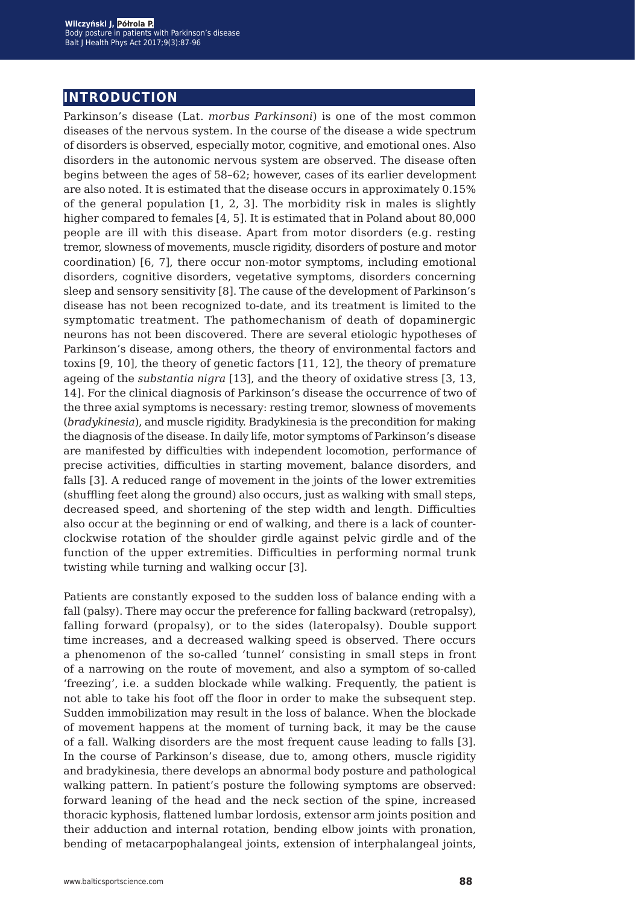## INTRODUCTION

Parkinson's disease (Lat. *morbus Parkinsoni*) is one of the most common diseases of the nervous system. In the course of the disease a wide spectrum of disorders is observed, especially motor, cognitive, and emotional ones. Also disorders in the autonomic nervous system are observed. The disease often begins between the ages of 58–62; however, cases of its earlier development are also noted. It is estimated that the disease occurs in approximately 0.15% of the general population [1, 2, 3]. The morbidity risk in males is slightly higher compared to females [4, 5]. It is estimated that in Poland about 80,000 people are ill with this disease. Apart from motor disorders (e.g. resting tremor, slowness of movements, muscle rigidity, disorders of posture and motor coordination) [6, 7], there occur non-motor symptoms, including emotional disorders, cognitive disorders, vegetative symptoms, disorders concerning sleep and sensory sensitivity [8]. The cause of the development of Parkinson's disease has not been recognized to-date, and its treatment is limited to the symptomatic treatment. The pathomechanism of death of dopaminergic neurons has not been discovered. There are several etiologic hypotheses of Parkinson's disease, among others, the theory of environmental factors and toxins [9, 10], the theory of genetic factors [11, 12], the theory of premature ageing of the *substantia nigra* [13], and the theory of oxidative stress [3, 13, 14]. For the clinical diagnosis of Parkinson's disease the occurrence of two of the three axial symptoms is necessary: resting tremor, slowness of movements (*bradykinesia*), and muscle rigidity. Bradykinesia is the precondition for making the diagnosis of the disease. In daily life, motor symptoms of Parkinson's disease are manifested by difficulties with independent locomotion, performance of precise activities, difficulties in starting movement, balance disorders, and falls [3]. A reduced range of movement in the joints of the lower extremities (shuffling feet along the ground) also occurs, just as walking with small steps, decreased speed, and shortening of the step width and length. Difficulties also occur at the beginning or end of walking, and there is a lack of counter-clockwise rotation of the shoulder girdle against pelvic girdle and of the function of the upper extremities. Difficulties in performing normal trunk twisting while turning and walking occur [3].

Patients are constantly exposed to the sudden loss of balance ending with a fall (palsy). There may occur the preference for falling backward (retropalsy), falling forward (propalsy), or to the sides (lateropalsy). Double support time increases, and a decreased walking speed is observed. There occurs a phenomenon of the so-called 'tunnel' consisting in small steps in front of a narrowing on the route of movement, and also a symptom of so-called 'freezing', i.e. a sudden blockade while walking. Frequently, the patient is not able to take his foot off the floor in order to make the subsequent step. Sudden immobilization may result in the loss of balance. When the blockade of movement happens at the moment of turning back, it may be the cause of a fall. Walking disorders are the most frequent cause leading to falls [3]. In the course of Parkinson's disease, due to, among others, muscle rigidity and bradykinesia, there develops an abnormal body posture and pathological walking pattern. In patient's posture the following symptoms are observed: forward leaning of the head and the neck section of the spine, increased thoracic kyphosis, flattened lumbar lordosis, extensor arm joints position and their adduction and internal rotation, bending elbow joints with pronation, bending of metacarpophalangeal joints, extension of interphalangeal joints,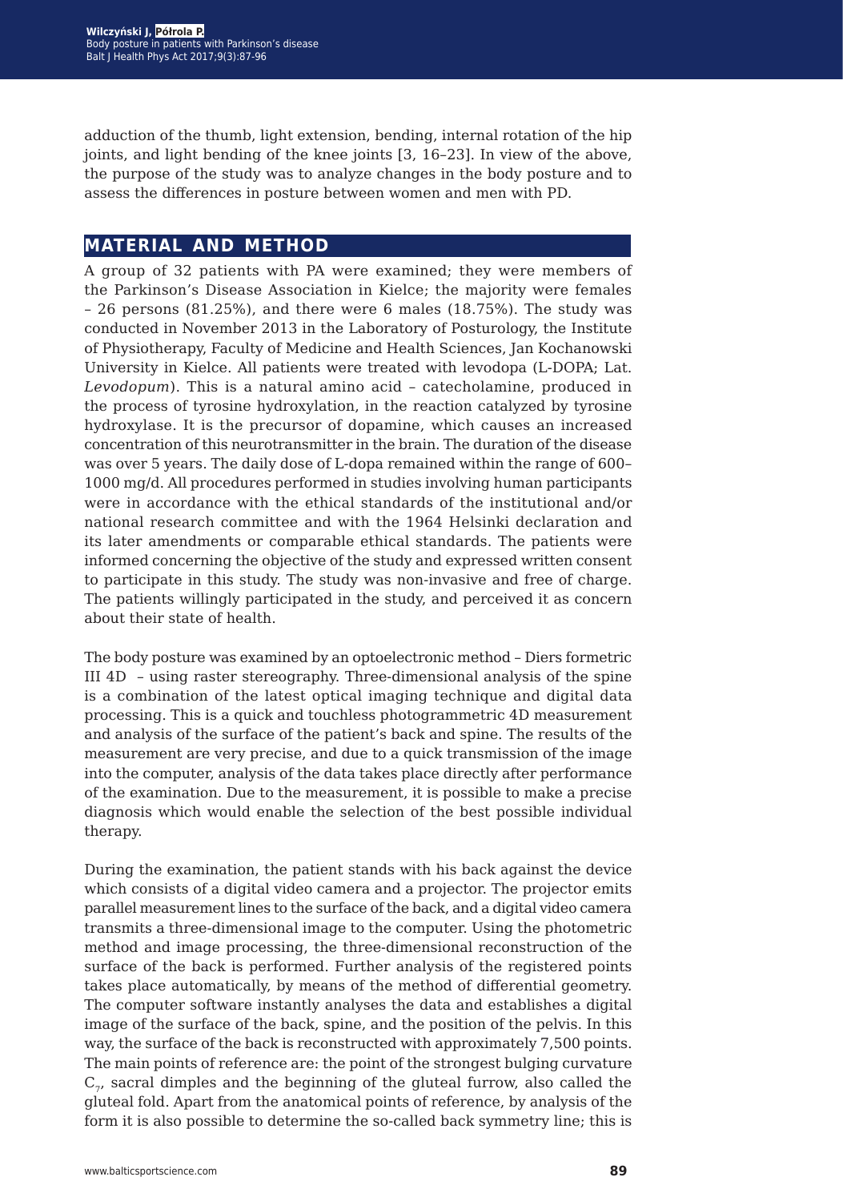adduction of the thumb, light extension, bending, internal rotation of the hip joints, and light bending of the knee joints [3, 16–23]. In view of the above, the purpose of the study was to analyze changes in the body posture and to assess the differences in posture between women and men with PD.

## MATERIAL AND METHOD

A group of 32 patients with PA were examined; they were members of the Parkinson's Disease Association in Kielce; the majority were females – 26 persons (81.25%), and there were 6 males (18.75%). The study was conducted in November 2013 in the Laboratory of Posturology, the Institute of Physiotherapy, Faculty of Medicine and Health Sciences, Jan Kochanowski University in Kielce. All patients were treated with levodopa (L-DOPA; Lat. *Levodopum*). This is a natural amino acid – catecholamine, produced in the process of tyrosine hydroxylation, in the reaction catalyzed by tyrosine hydroxylase. It is the precursor of dopamine, which causes an increased concentration of this neurotransmitter in the brain. The duration of the disease was over 5 years. The daily dose of L-dopa remained within the range of 600–1000 mg/d. All procedures performed in studies involving human participants were in accordance with the ethical standards of the institutional and/or national research committee and with the 1964 Helsinki declaration and its later amendments or comparable ethical standards. The patients were informed concerning the objective of the study and expressed written consent to participate in this study. The study was non-invasive and free of charge. The patients willingly participated in the study, and perceived it as concern about their state of health.

The body posture was examined by an optoelectronic method – Diers formetric III 4D – using raster stereography. Three-dimensional analysis of the spine is a combination of the latest optical imaging technique and digital data processing. This is a quick and touchless photogrammetric 4D measurement and analysis of the surface of the patient's back and spine. The results of the measurement are very precise, and due to a quick transmission of the image into the computer, analysis of the data takes place directly after performance of the examination. Due to the measurement, it is possible to make a precise diagnosis which would enable the selection of the best possible individual therapy.

During the examination, the patient stands with his back against the device which consists of a digital video camera and a projector. The projector emits parallel measurement lines to the surface of the back, and a digital video camera transmits a three-dimensional image to the computer. Using the photometric method and image processing, the three-dimensional reconstruction of the surface of the back is performed. Further analysis of the registered points takes place automatically, by means of the method of differential geometry. The computer software instantly analyses the data and establishes a digital image of the surface of the back, spine, and the position of the pelvis. In this way, the surface of the back is reconstructed with approximately 7,500 points. The main points of reference are: the point of the strongest bulging curvature $C_7$, sacral dimples and the beginning of the gluteal furrow, also called the gluteal fold. Apart from the anatomical points of reference, by analysis of the form it is also possible to determine the so-called back symmetry line; this is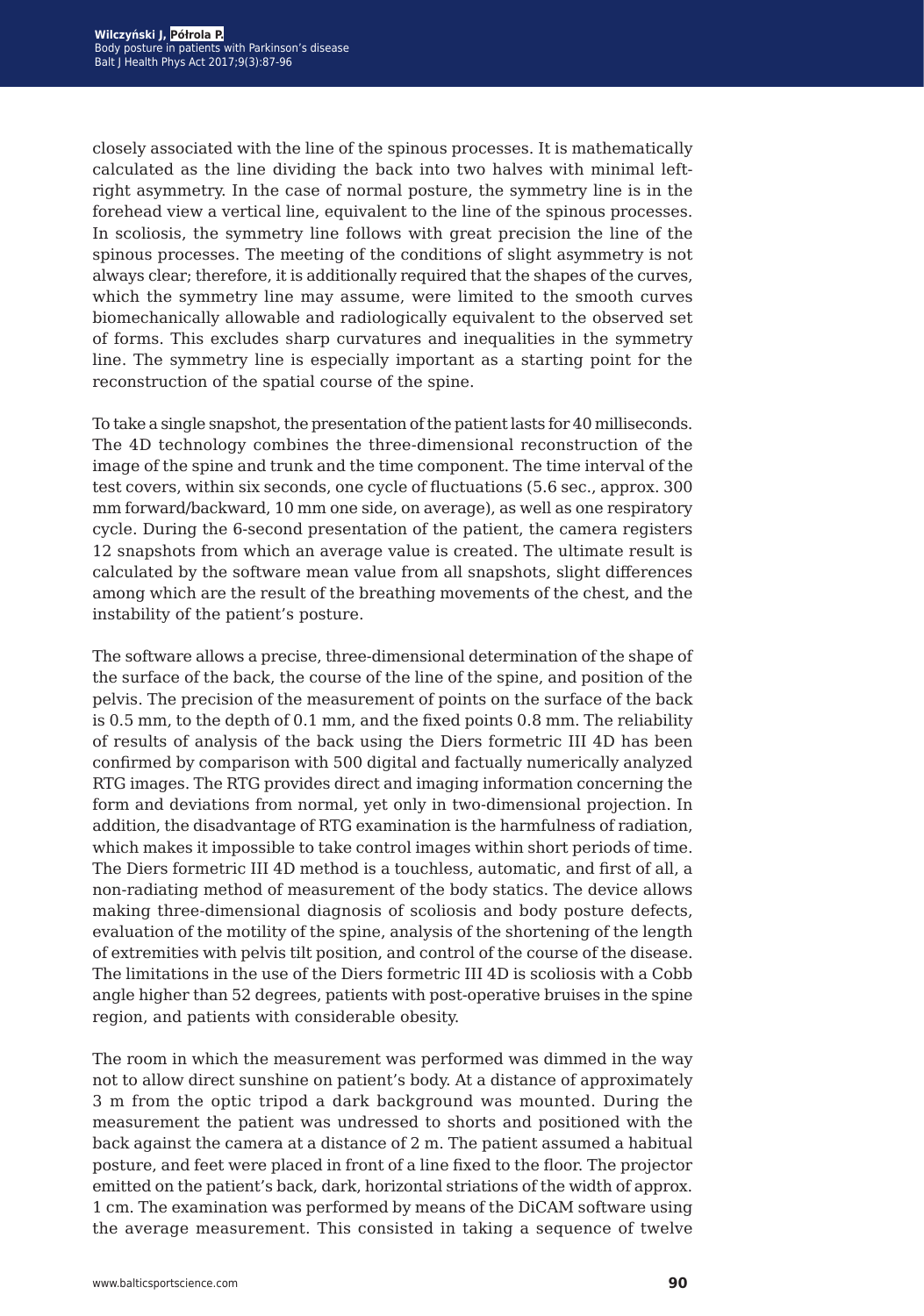closely associated with the line of the spinous processes. It is mathematically calculated as the line dividing the back into two halves with minimal left-right asymmetry. In the case of normal posture, the symmetry line is in the forehead view a vertical line, equivalent to the line of the spinous processes. In scoliosis, the symmetry line follows with great precision the line of the spinous processes. The meeting of the conditions of slight asymmetry is not always clear; therefore, it is additionally required that the shapes of the curves, which the symmetry line may assume, were limited to the smooth curves biomechanically allowable and radiologically equivalent to the observed set of forms. This excludes sharp curvatures and inequalities in the symmetry line. The symmetry line is especially important as a starting point for the reconstruction of the spatial course of the spine.

To take a single snapshot, the presentation of the patient lasts for 40 milliseconds. The 4D technology combines the three-dimensional reconstruction of the image of the spine and trunk and the time component. The time interval of the test covers, within six seconds, one cycle of fluctuations (5.6 sec., approx. 300 mm forward/backward, 10 mm one side, on average), as well as one respiratory cycle. During the 6-second presentation of the patient, the camera registers 12 snapshots from which an average value is created. The ultimate result is calculated by the software mean value from all snapshots, slight differences among which are the result of the breathing movements of the chest, and the instability of the patient's posture.

The software allows a precise, three-dimensional determination of the shape of the surface of the back, the course of the line of the spine, and position of the pelvis. The precision of the measurement of points on the surface of the back is 0.5 mm, to the depth of 0.1 mm, and the fixed points 0.8 mm. The reliability of results of analysis of the back using the Diers formetric III 4D has been confirmed by comparison with 500 digital and factually numerically analyzed RTG images. The RTG provides direct and imaging information concerning the form and deviations from normal, yet only in two-dimensional projection. In addition, the disadvantage of RTG examination is the harmfulness of radiation, which makes it impossible to take control images within short periods of time. The Diers formetric III 4D method is a touchless, automatic, and first of all, a non-radiating method of measurement of the body statics. The device allows making three-dimensional diagnosis of scoliosis and body posture defects, evaluation of the motility of the spine, analysis of the shortening of the length of extremities with pelvis tilt position, and control of the course of the disease. The limitations in the use of the Diers formetric III 4D is scoliosis with a Cobb angle higher than 52 degrees, patients with post-operative bruises in the spine region, and patients with considerable obesity.

The room in which the measurement was performed was dimmed in the way not to allow direct sunshine on patient's body. At a distance of approximately 3 m from the optic tripod a dark background was mounted. During the measurement the patient was undressed to shorts and positioned with the back against the camera at a distance of 2 m. The patient assumed a habitual posture, and feet were placed in front of a line fixed to the floor. The projector emitted on the patient's back, dark, horizontal striations of the width of approx. 1 cm. The examination was performed by means of the DiCAM software using the average measurement. This consisted in taking a sequence of twelve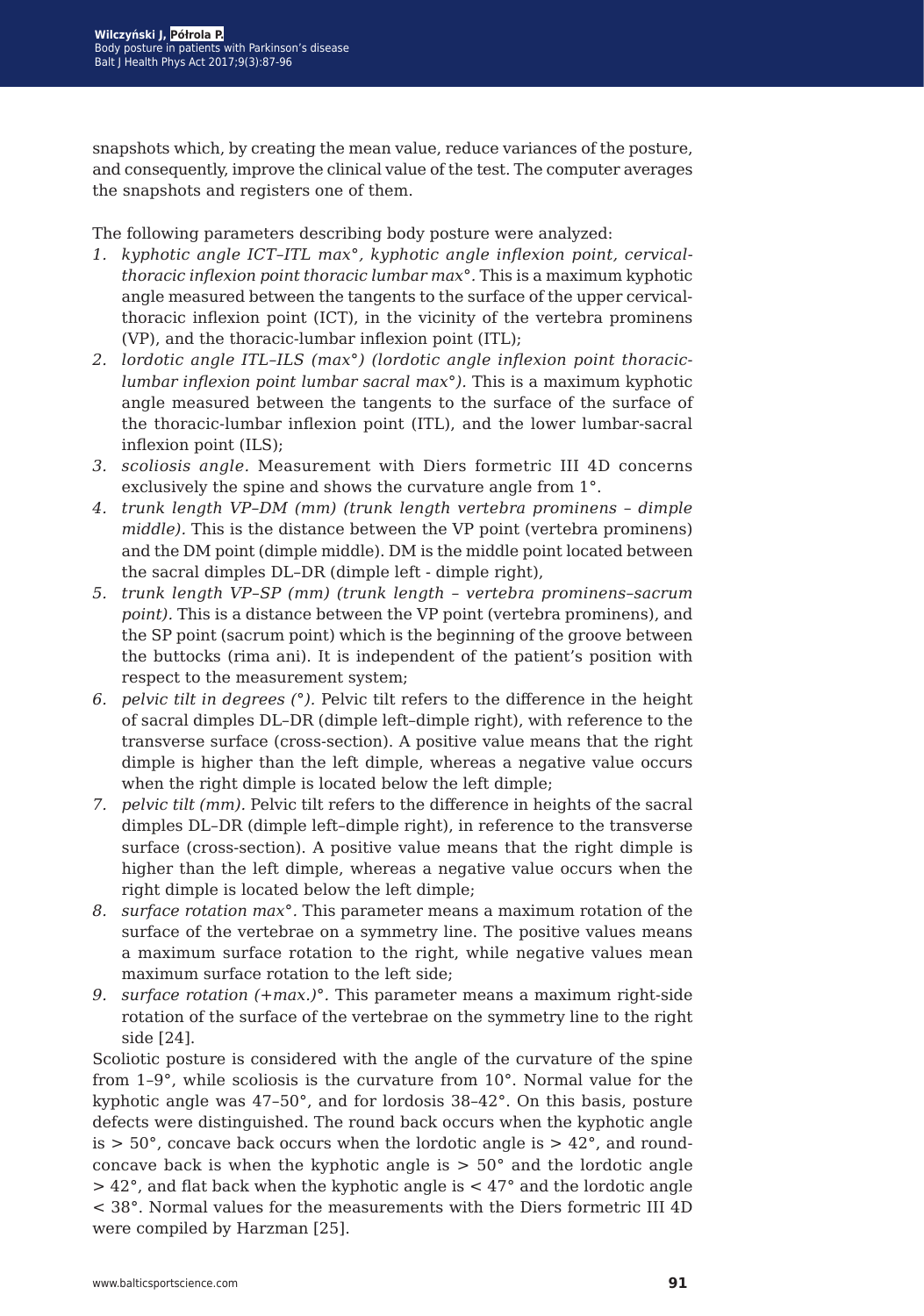snapshots which, by creating the mean value, reduce variances of the posture, and consequently, improve the clinical value of the test. The computer averages the snapshots and registers one of them.

The following parameters describing body posture were analyzed:

1. *kyphotic angle ICT–ITL max°, kyphotic angle inflexion point, cervical-thoracic inflexion point thoracic lumbar max°*. This is a maximum kyphotic angle measured between the tangents to the surface of the upper cervical-thoracic inflexion point (ICT), in the vicinity of the vertebra prominens (VP), and the thoracic-lumbar inflexion point (ITL);
2. *lordotic angle ITL–ILS (max°) (lordotic angle inflexion point thoracic-lumbar inflexion point lumbar sacral max°)*. This is a maximum kyphotic angle measured between the tangents to the surface of the surface of the thoracic-lumbar inflexion point (ITL), and the lower lumbar-sacral inflexion point (ILS);
3. *scoliosis angle*. Measurement with Diers formetric III 4D concerns exclusively the spine and shows the curvature angle from 1°.
4. *trunk length VP–DM (mm) (trunk length vertebra prominens – dimple middle)*. This is the distance between the VP point (vertebra prominens) and the DM point (dimple middle). DM is the middle point located between the sacral dimples DL–DR (dimple left - dimple right),
5. *trunk length VP–SP (mm) (trunk length – vertebra prominens–sacrum point)*. This is a distance between the VP point (vertebra prominens), and the SP point (sacrum point) which is the beginning of the groove between the buttocks (rima ani). It is independent of the patient's position with respect to the measurement system;
6. *pelvic tilt in degrees (°)*. Pelvic tilt refers to the difference in the height of sacral dimples DL–DR (dimple left–dimple right), with reference to the transverse surface (cross-section). A positive value means that the right dimple is higher than the left dimple, whereas a negative value occurs when the right dimple is located below the left dimple;
7. *pelvic tilt (mm)*. Pelvic tilt refers to the difference in heights of the sacral dimples DL–DR (dimple left–dimple right), in reference to the transverse surface (cross-section). A positive value means that the right dimple is higher than the left dimple, whereas a negative value occurs when the right dimple is located below the left dimple;
8. *surface rotation max°*. This parameter means a maximum rotation of the surface of the vertebrae on a symmetry line. The positive values means a maximum surface rotation to the right, while negative values mean maximum surface rotation to the left side;
9. *surface rotation (+max.)°*. This parameter means a maximum right-side rotation of the surface of the vertebrae on the symmetry line to the right side [24].

Scoliotic posture is considered with the angle of the curvature of the spine from 1–9°, while scoliosis is the curvature from 10°. Normal value for the kyphotic angle was 47–50°, and for lordosis 38–42°. On this basis, posture defects were distinguished. The round back occurs when the kyphotic angle is > 50°, concave back occurs when the lordotic angle is > 42°, and round-concave back is when the kyphotic angle is > 50° and the lordotic angle > 42°, and flat back when the kyphotic angle is < 47° and the lordotic angle < 38°. Normal values for the measurements with the Diers formetric III 4D were compiled by Harzman [25].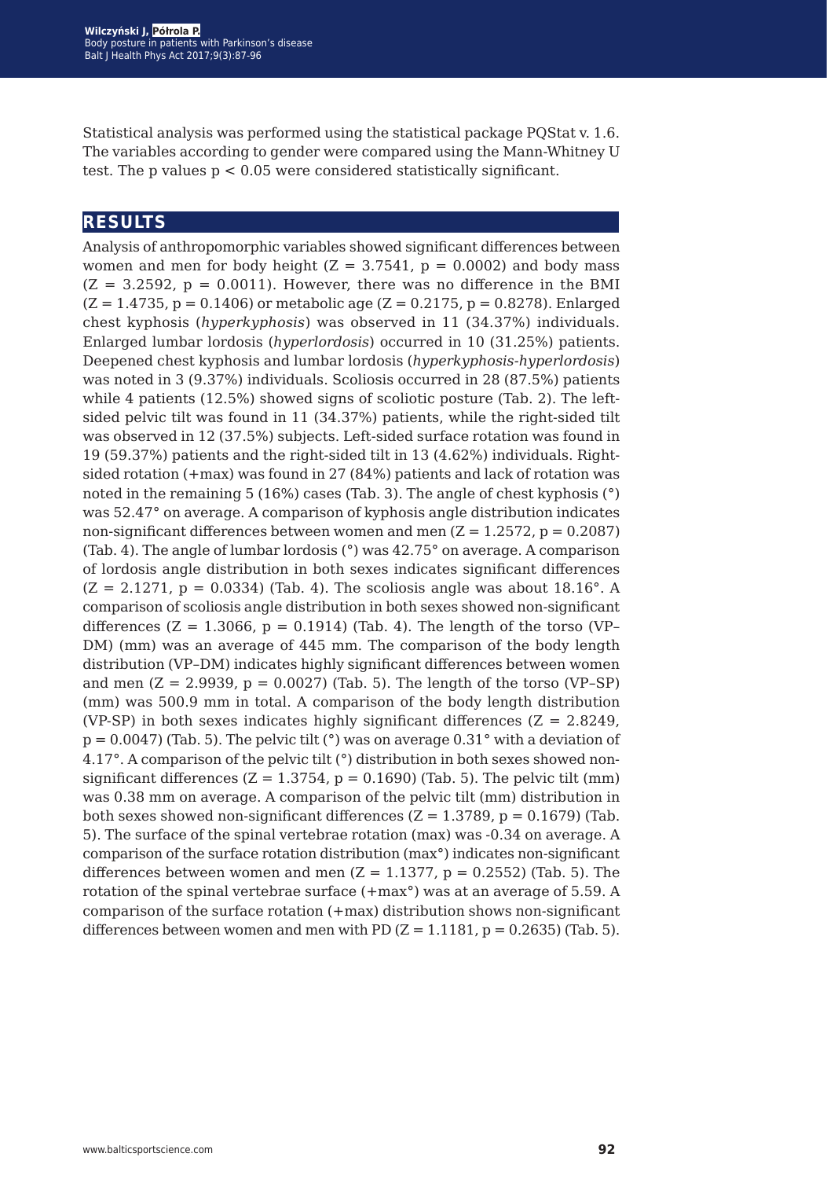Statistical analysis was performed using the statistical package PQStat v. 1.6. The variables according to gender were compared using the Mann-Whitney U test. The p values $p < 0.05$ were considered statistically significant.

## RESULTS

Analysis of anthropomorphic variables showed significant differences between women and men for body height ($Z = 3.7541$, $p = 0.0002$) and body mass ($Z = 3.2592$, $p = 0.0011$). However, there was no difference in the BMI ($Z = 1.4735$, $p = 0.1406$) or metabolic age ($Z = 0.2175$, $p = 0.8278$). Enlarged chest kyphosis (*hyperkyphosis*) was observed in 11 (34.37%) individuals. Enlarged lumbar lordosis (*hyperlordosis*) occurred in 10 (31.25%) patients. Deepened chest kyphosis and lumbar lordosis (*hyperkyphosis-hyperlordosis*) was noted in 3 (9.37%) individuals. Scoliosis occurred in 28 (87.5%) patients while 4 patients (12.5%) showed signs of scoliotic posture (Tab. 2). The left-sided pelvic tilt was found in 11 (34.37%) patients, while the right-sided tilt was observed in 12 (37.5%) subjects. Left-sided surface rotation was found in 19 (59.37%) patients and the right-sided tilt in 13 (4.62%) individuals. Right-sided rotation (+max) was found in 27 (84%) patients and lack of rotation was noted in the remaining 5 (16%) cases (Tab. 3). The angle of chest kyphosis (°) was 52.47° on average. A comparison of kyphosis angle distribution indicates non-significant differences between women and men ($Z = 1.2572$, $p = 0.2087$) (Tab. 4). The angle of lumbar lordosis (°) was 42.75° on average. A comparison of lordosis angle distribution in both sexes indicates significant differences ($Z = 2.1271$, $p = 0.0334$) (Tab. 4). The scoliosis angle was about 18.16°. A comparison of scoliosis angle distribution in both sexes showed non-significant differences ($Z = 1.3066$, $p = 0.1914$) (Tab. 4). The length of the torso (VP–DM) (mm) was an average of 445 mm. The comparison of the body length distribution (VP–DM) indicates highly significant differences between women and men ($Z = 2.9939$, $p = 0.0027$) (Tab. 5). The length of the torso (VP–SP) (mm) was 500.9 mm in total. A comparison of the body length distribution (VP-SP) in both sexes indicates highly significant differences ($Z = 2.8249$, $p = 0.0047$) (Tab. 5). The pelvic tilt (°) was on average 0.31° with a deviation of 4.17°. A comparison of the pelvic tilt (°) distribution in both sexes showed non-significant differences ($Z = 1.3754$, $p = 0.1690$) (Tab. 5). The pelvic tilt (mm) was 0.38 mm on average. A comparison of the pelvic tilt (mm) distribution in both sexes showed non-significant differences ($Z = 1.3789$, $p = 0.1679$) (Tab. 5). The surface of the spinal vertebrae rotation (max) was -0.34 on average. A comparison of the surface rotation distribution (max°) indicates non-significant differences between women and men ($Z = 1.1377$, $p = 0.2552$) (Tab. 5). The rotation of the spinal vertebrae surface (+max°) was at an average of 5.59. A comparison of the surface rotation (+max) distribution shows non-significant differences between women and men with PD ($Z = 1.1181$, $p = 0.2635$) (Tab. 5).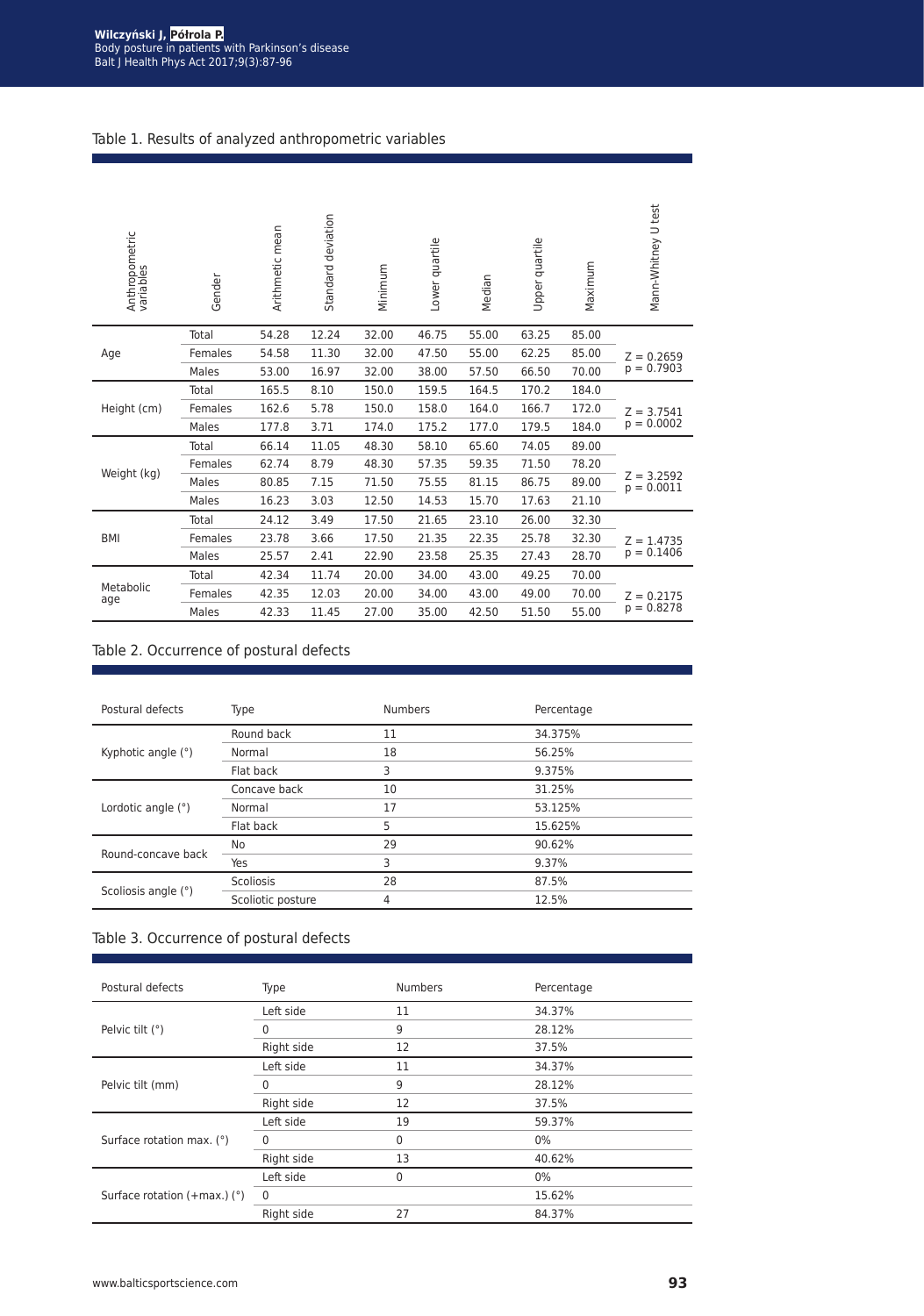Table 1. Results of analyzed anthropometric variables

| Anthropometric variables | Gender | Arithmetic mean | Standard deviation | Minimum | Lower quartile | Median | Upper quartile | Maximum | Mann-Whitney U test |
|---|---|---|---|---|---|---|---|---|---|
| Age | Total | 54.28 | 12.24 | 32.00 | 46.75 | 55.00 | 63.25 | 85.00 | Z = 0.2659 p = 0.7903 |
| | Females | 54.58 | 11.30 | 32.00 | 47.50 | 55.00 | 62.25 | 85.00 | |
| | Males | 53.00 | 16.97 | 32.00 | 38.00 | 57.50 | 66.50 | 70.00 | |
| Height (cm) | Total | 165.5 | 8.10 | 150.0 | 159.5 | 164.5 | 170.2 | 184.0 | Z = 3.7541 p = 0.0002 |
| | Females | 162.6 | 5.78 | 150.0 | 158.0 | 164.0 | 166.7 | 172.0 | |
| | Males | 177.8 | 3.71 | 174.0 | 175.2 | 177.0 | 179.5 | 184.0 | |
| Weight (kg) | Total | 66.14 | 11.05 | 48.30 | 58.10 | 65.60 | 74.05 | 89.00 | Z = 3.2592 p = 0.0011 |
| | Females | 62.74 | 8.79 | 48.30 | 57.35 | 59.35 | 71.50 | 78.20 | |
| | Males | 80.85 | 7.15 | 71.50 | 75.55 | 81.15 | 86.75 | 89.00 | |
| | Males | 16.23 | 3.03 | 12.50 | 14.53 | 15.70 | 17.63 | 21.10 | |
| BMI | Total | 24.12 | 3.49 | 17.50 | 21.65 | 23.10 | 26.00 | 32.30 | Z = 1.4735 p = 0.1406 |
| | Females | 23.78 | 3.66 | 17.50 | 21.35 | 22.35 | 25.78 | 32.30 | |
| | Males | 25.57 | 2.41 | 22.90 | 23.58 | 25.35 | 27.43 | 28.70 | |
| Metabolic age | Total | 42.34 | 11.74 | 20.00 | 34.00 | 43.00 | 49.25 | 70.00 | Z = 0.2175 p = 0.8278 |
| | Females | 42.35 | 12.03 | 20.00 | 34.00 | 43.00 | 49.00 | 70.00 | |
| | Males | 42.33 | 11.45 | 27.00 | 35.00 | 42.50 | 51.50 | 55.00 | |

Table 2. Occurrence of postural defects

| Postural defects | Type | Numbers | Percentage |
|---|---|---|---|
| Kyphotic angle (°) | Round back | 11 | 34.375% |
| | Normal | 18 | 56.25% |
| | Flat back | 3 | 9.375% |
| Lordotic angle (°) | Concave back | 10 | 31.25% |
| | Normal | 17 | 53.125% |
| | Flat back | 5 | 15.625% |
| Round-concave back | No | 29 | 90.62% |
| | Yes | 3 | 9.37% |
| Scoliosis angle (°) | Scoliosis | 28 | 87.5% |
| | Scoliotic posture | 4 | 12.5% |

Table 3. Occurrence of postural defects

| Postural defects | Type | Numbers | Percentage |
|---|---|---|---|
| Pelvic tilt (°) | Left side | 11 | 34.37% |
| | 0 | 9 | 28.12% |
| | Right side | 12 | 37.5% |
| Pelvic tilt (mm) | Left side | 11 | 34.37% |
| | 0 | 9 | 28.12% |
| | Right side | 12 | 37.5% |
| Surface rotation max. (°) | Left side | 19 | 59.37% |
| | 0 | 0 | 0% |
| | Right side | 13 | 40.62% |
| Surface rotation (+max.) (°) | Left side | 0 | 0% |
| | 0 | | 15.62% |
| | Right side | 27 | 84.37% |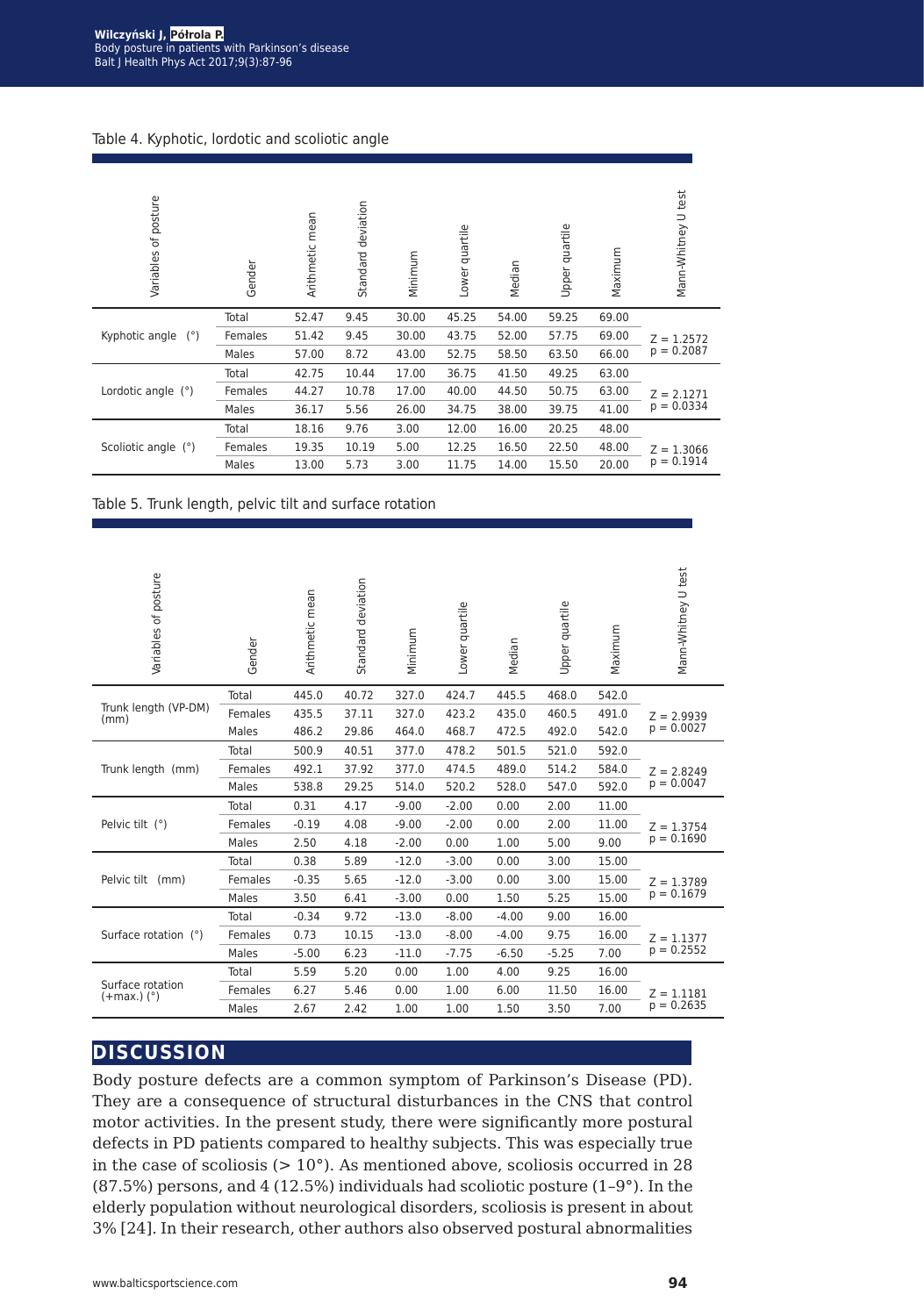Table 4. Kyphotic, lordotic and scoliotic angle

| Variables of posture | Gender | Arithmetic mean | Standard deviation | Minimum | Lower quartile | Median | Upper quartile | Maximum | Mann-Whitney U test |
|---|---|---|---|---|---|---|---|---|---|
| Kyphotic angle (°) | Total | 52.47 | 9.45 | 30.00 | 45.25 | 54.00 | 59.25 | 69.00 | Z = 1.2572 p = 0.2087 |
| | Females | 51.42 | 9.45 | 30.00 | 43.75 | 52.00 | 57.75 | 69.00 | |
| | Males | 57.00 | 8.72 | 43.00 | 52.75 | 58.50 | 63.50 | 66.00 | |
| Lordotic angle (°) | Total | 42.75 | 10.44 | 17.00 | 36.75 | 41.50 | 49.25 | 63.00 | Z = 2.1271 p = 0.0334 |
| | Females | 44.27 | 10.78 | 17.00 | 40.00 | 44.50 | 50.75 | 63.00 | |
| | Males | 36.17 | 5.56 | 26.00 | 34.75 | 38.00 | 39.75 | 41.00 | |
| Scoliotic angle (°) | Total | 18.16 | 9.76 | 3.00 | 12.00 | 16.00 | 20.25 | 48.00 | Z = 1.3066 p = 0.1914 |
| | Females | 19.35 | 10.19 | 5.00 | 12.25 | 16.50 | 22.50 | 48.00 | |
| | Males | 13.00 | 5.73 | 3.00 | 11.75 | 14.00 | 15.50 | 20.00 | |

Table 5. Trunk length, pelvic tilt and surface rotation

| Variables of posture | Gender | Arithmetic mean | Standard deviation | Minimum | Lower quartile | Median | Upper quartile | Maximum | Mann-Whitney U test |
|---|---|---|---|---|---|---|---|---|---|
| Trunk length (VP-DM) (mm) | Total | 445.0 | 40.72 | 327.0 | 424.7 | 445.5 | 468.0 | 542.0 | Z = 2.9939 p = 0.0027 |
| | Females | 435.5 | 37.11 | 327.0 | 423.2 | 435.0 | 460.5 | 491.0 | |
| | Males | 486.2 | 29.86 | 464.0 | 468.7 | 472.5 | 492.0 | 542.0 | |
| Trunk length (mm) | Total | 500.9 | 40.51 | 377.0 | 478.2 | 501.5 | 521.0 | 592.0 | Z = 2.8249 p = 0.0047 |
| | Females | 492.1 | 37.92 | 377.0 | 474.5 | 489.0 | 514.2 | 584.0 | |
| | Males | 538.8 | 29.25 | 514.0 | 520.2 | 528.0 | 547.0 | 592.0 | |
| Pelvic tilt (°) | Total | 0.31 | 4.17 | -9.00 | -2.00 | 0.00 | 2.00 | 11.00 | Z = 1.3754 p = 0.1690 |
| | Females | -0.19 | 4.08 | -9.00 | -2.00 | 0.00 | 2.00 | 11.00 | |
| | Males | 2.50 | 4.18 | -2.00 | 0.00 | 1.00 | 5.00 | 9.00 | |
| Pelvic tilt (mm) | Total | 0.38 | 5.89 | -12.0 | -3.00 | 0.00 | 3.00 | 15.00 | Z = 1.3789 p = 0.1679 |
| | Females | -0.35 | 5.65 | -12.0 | -3.00 | 0.00 | 3.00 | 15.00 | |
| | Males | 3.50 | 6.41 | -3.00 | 0.00 | 1.50 | 5.25 | 15.00 | |
| Surface rotation (°) | Total | -0.34 | 9.72 | -13.0 | -8.00 | -4.00 | 9.00 | 16.00 | Z = 1.1377 p = 0.2552 |
| | Females | 0.73 | 10.15 | -13.0 | -8.00 | -4.00 | 9.75 | 16.00 | |
| | Males | -5.00 | 6.23 | -11.0 | -7.75 | -6.50 | -5.25 | 7.00 | |
| Surface rotation (+max.) (°) | Total | 5.59 | 5.20 | 0.00 | 1.00 | 4.00 | 9.25 | 16.00 | Z = 1.1181 p = 0.2635 |
| | Females | 6.27 | 5.46 | 0.00 | 1.00 | 6.00 | 11.50 | 16.00 | |
| | Males | 2.67 | 2.42 | 1.00 | 1.00 | 1.50 | 3.50 | 7.00 | |

## DISCUSSION

Body posture defects are a common symptom of Parkinson's Disease (PD). They are a consequence of structural disturbances in the CNS that control motor activities. In the present study, there were significantly more postural defects in PD patients compared to healthy subjects. This was especially true in the case of scoliosis (> 10°). As mentioned above, scoliosis occurred in 28 (87.5%) persons, and 4 (12.5%) individuals had scoliotic posture (1–9°). In the elderly population without neurological disorders, scoliosis is present in about 3% [24]. In their research, other authors also observed postural abnormalities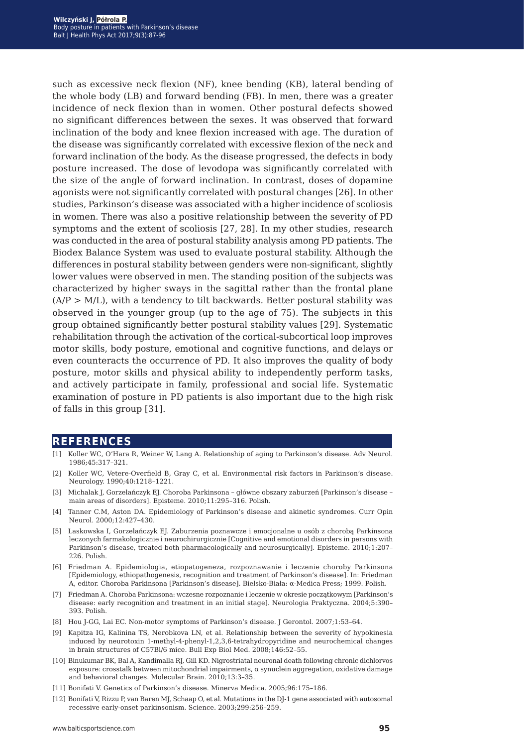such as excessive neck flexion (NF), knee bending (KB), lateral bending of the whole body (LB) and forward bending (FB). In men, there was a greater incidence of neck flexion than in women. Other postural defects showed no significant differences between the sexes. It was observed that forward inclination of the body and knee flexion increased with age. The duration of the disease was significantly correlated with excessive flexion of the neck and forward inclination of the body. As the disease progressed, the defects in body posture increased. The dose of levodopa was significantly correlated with the size of the angle of forward inclination. In contrast, doses of dopamine agonists were not significantly correlated with postural changes [26]. In other studies, Parkinson's disease was associated with a higher incidence of scoliosis in women. There was also a positive relationship between the severity of PD symptoms and the extent of scoliosis [27, 28]. In my other studies, research was conducted in the area of postural stability analysis among PD patients. The Biodex Balance System was used to evaluate postural stability. Although the differences in postural stability between genders were non-significant, slightly lower values were observed in men. The standing position of the subjects was characterized by higher sways in the sagittal rather than the frontal plane (A/P > M/L), with a tendency to tilt backwards. Better postural stability was observed in the younger group (up to the age of 75). The subjects in this group obtained significantly better postural stability values [29]. Systematic rehabilitation through the activation of the cortical-subcortical loop improves motor skills, body posture, emotional and cognitive functions, and delays or even counteracts the occurrence of PD. It also improves the quality of body posture, motor skills and physical ability to independently perform tasks, and actively participate in family, professional and social life. Systematic examination of posture in PD patients is also important due to the high risk of falls in this group [31].

## REFERENCES

[1] Koller WC, O'Hara R, Weiner W, Lang A. Relationship of aging to Parkinson's disease. Adv Neurol. 1986;45:317–321.

[2] Koller WC, Vetere-Overfield B, Gray C, et al. Environmental risk factors in Parkinson's disease. Neurology. 1990;40:1218–1221.

[3] Michalak J, Gorzelańczyk EJ. Choroba Parkinsona – główne obszary zaburzeń [Parkinson's disease – main areas of disorders]. Episteme. 2010;11:295–316. Polish.

[4] Tanner C.M, Aston DA. Epidemiology of Parkinson's disease and akinetic syndromes. Curr Opin Neurol. 2000;12:427–430.

[5] Laskowska I, Gorzelańczyk EJ. Zaburzenia poznawcze i emocjonalne u osób z chorobą Parkinsona leczonych farmakologicznie i neurochirurgicznie [Cognitive and emotional disorders in persons with Parkinson's disease, treated both pharmacologically and neurosurgically]. Episteme. 2010;1:207–226. Polish.

[6] Friedman A. Epidemiologia, etiopatogeneza, rozpoznawanie i leczenie choroby Parkinsona [Epidemiology, ethiopathogenesis, recognition and treatment of Parkinson's disease]. In: Friedman A, editor. Choroba Parkinsona [Parkinson's disease]. Bielsko-Biała: α-Medica Press; 1999. Polish.

[7] Friedman A. Choroba Parkinsona: wczesne rozpoznanie i leczenie w okresie początkowym [Parkinson's disease: early recognition and treatment in an initial stage]. Neurologia Praktyczna. 2004;5:390–393. Polish.

[8] Hou J-GG, Lai EC. Non-motor symptoms of Parkinson's disease. J Gerontol. 2007;1:53–64.

[9] Kapitza IG, Kalinina TS, Nerobkova LN, et al. Relationship between the severity of hypokinesia induced by neurotoxin 1-methyl-4-phenyl-1,2,3,6-tetrahydropyridine and neurochemical changes in brain structures of C57Bl/6 mice. Bull Exp Biol Med. 2008;146:52–55.

[10] Binukumar BK, Bal A, Kandimalla RJ, Gill KD. Nigrostriatal neuronal death following chronic dichlorvos exposure: crosstalk between mitochondrial impairments, α synuclein aggregation, oxidative damage and behavioral changes. Molecular Brain. 2010;13:3–35.

[11] Bonifati V. Genetics of Parkinson's disease. Minerva Medica. 2005;96:175–186.

[12] Bonifati V, Rizzu P, van Baren MJ, Schaap O, et al. Mutations in the DJ-1 gene associated with autosomal recessive early-onset parkinsonism. Science. 2003;299:256–259.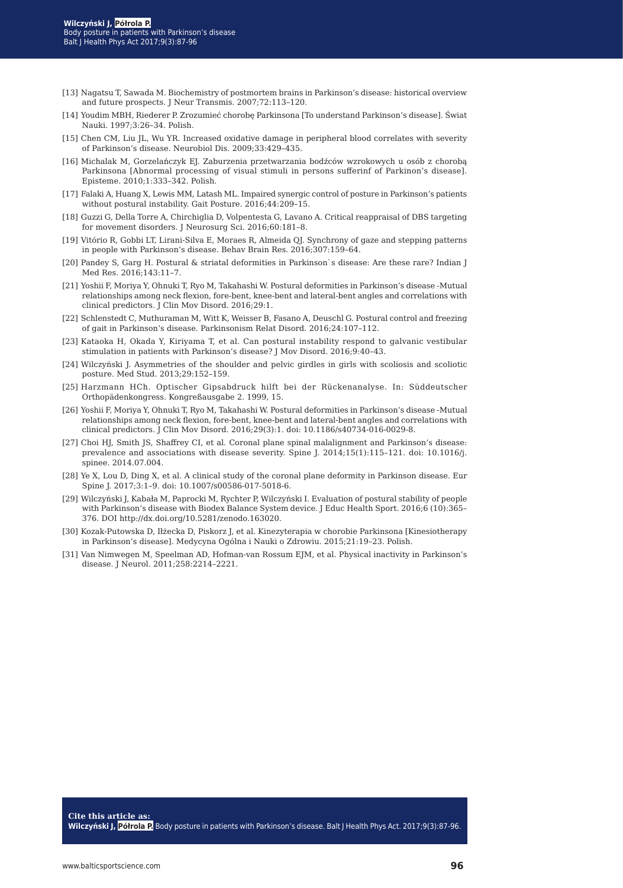[13] Nagatsu T, Sawada M. Biochemistry of postmortem brains in Parkinson's disease: historical overview and future prospects. J Neur Transmis. 2007;72:113–120.

[14] Youdim MBH, Riederer P. Zrozumieć chorobę Parkinsona [To understand Parkinson's disease]. Świat Nauki. 1997;3:26–34. Polish.

[15] Chen CM, Liu JL, Wu YR. Increased oxidative damage in peripheral blood correlates with severity of Parkinson's disease. Neurobiol Dis. 2009;33:429–435.

[16] Michalak M, Gorzelańczyk EJ. Zaburzenia przetwarzania bodźców wzrokowych u osób z chorobą Parkinsona [Abnormal processing of visual stimuli in persons sufferinf of Parkinon's disease]. Episteme. 2010;1:333–342. Polish.

[17] Falaki A, Huang X, Lewis MM, Latash ML. Impaired synergic control of posture in Parkinson's patients without postural instability. Gait Posture. 2016;44:209–15.

[18] Guzzi G, Della Torre A, Chirchiglia D, Volpentesta G, Lavano A. Critical reappraisal of DBS targeting for movement disorders. J Neurosurg Sci. 2016;60:181–8.

[19] Vitório R, Gobbi LT, Lirani-Silva E, Moraes R, Almeida QJ. Synchrony of gaze and stepping patterns in people with Parkinson's disease. Behav Brain Res. 2016;307:159–64.

[20] Pandey S, Garg H. Postural & striatal deformities in Parkinson`s disease: Are these rare? Indian J Med Res. 2016;143:11–7.

[21] Yoshii F, Moriya Y, Ohnuki T, Ryo M, Takahashi W. Postural deformities in Parkinson's disease -Mutual relationships among neck flexion, fore-bent, knee-bent and lateral-bent angles and correlations with clinical predictors. J Clin Mov Disord. 2016;29:1.

[22] Schlenstedt C, Muthuraman M, Witt K, Weisser B, Fasano A, Deuschl G. Postural control and freezing of gait in Parkinson's disease. Parkinsonism Relat Disord. 2016;24:107–112.

[23] Kataoka H, Okada Y, Kiriyama T, et al. Can postural instability respond to galvanic vestibular stimulation in patients with Parkinson's disease? J Mov Disord. 2016;9:40–43.

[24] Wilczyński J. Asymmetries of the shoulder and pelvic girdles in girls with scoliosis and scoliotic posture. Med Stud. 2013;29:152–159.

[25] Harzmann HCh. Optischer Gipsabdruck hilft bei der Rückenanalyse. In: Süddeutscher Orthopädenkongress. Kongreßausgabe 2. 1999, 15.

[26] Yoshii F, Moriya Y, Ohnuki T, Ryo M, Takahashi W. Postural deformities in Parkinson's disease -Mutual relationships among neck flexion, fore-bent, knee-bent and lateral-bent angles and correlations with clinical predictors. J Clin Mov Disord. 2016;29(3):1. doi: 10.1186/s40734-016-0029-8.

[27] Choi HJ, Smith JS, Shaffrey CI, et al. Coronal plane spinal malalignment and Parkinson's disease: prevalence and associations with disease severity. Spine J. 2014;15(1):115–121. doi: 10.1016/j.spinee. 2014.07.004.

[28] Ye X, Lou D, Ding X, et al. A clinical study of the coronal plane deformity in Parkinson disease. Eur Spine J. 2017;3:1–9. doi: 10.1007/s00586-017-5018-6.

[29] Wilczyński J, Kabała M, Paprocki M, Rychter P, Wilczyński I. Evaluation of postural stability of people with Parkinson's disease with Biodex Balance System device. J Educ Health Sport. 2016;6 (10):365–376. DOI http://dx.doi.org/10.5281/zenodo.163020.

[30] Kozak-Putowska D, Iłżecka D, Piskorz J, et al. Kinezyterapia w chorobie Parkinsona [Kinesiotherapy in Parkinson's disease]. Medycyna Ogólna i Nauki o Zdrowiu. 2015;21:19–23. Polish.

[31] Van Nimwegen M, Speelman AD, Hofman-van Rossum EJM, et al. Physical inactivity in Parkinson's disease. J Neurol. 2011;258:2214–2221.

**Cite this article as:**
**Wilczyński J, Półrola P.** Body posture in patients with Parkinson's disease. Balt J Health Phys Act. 2017;9(3):87-96.